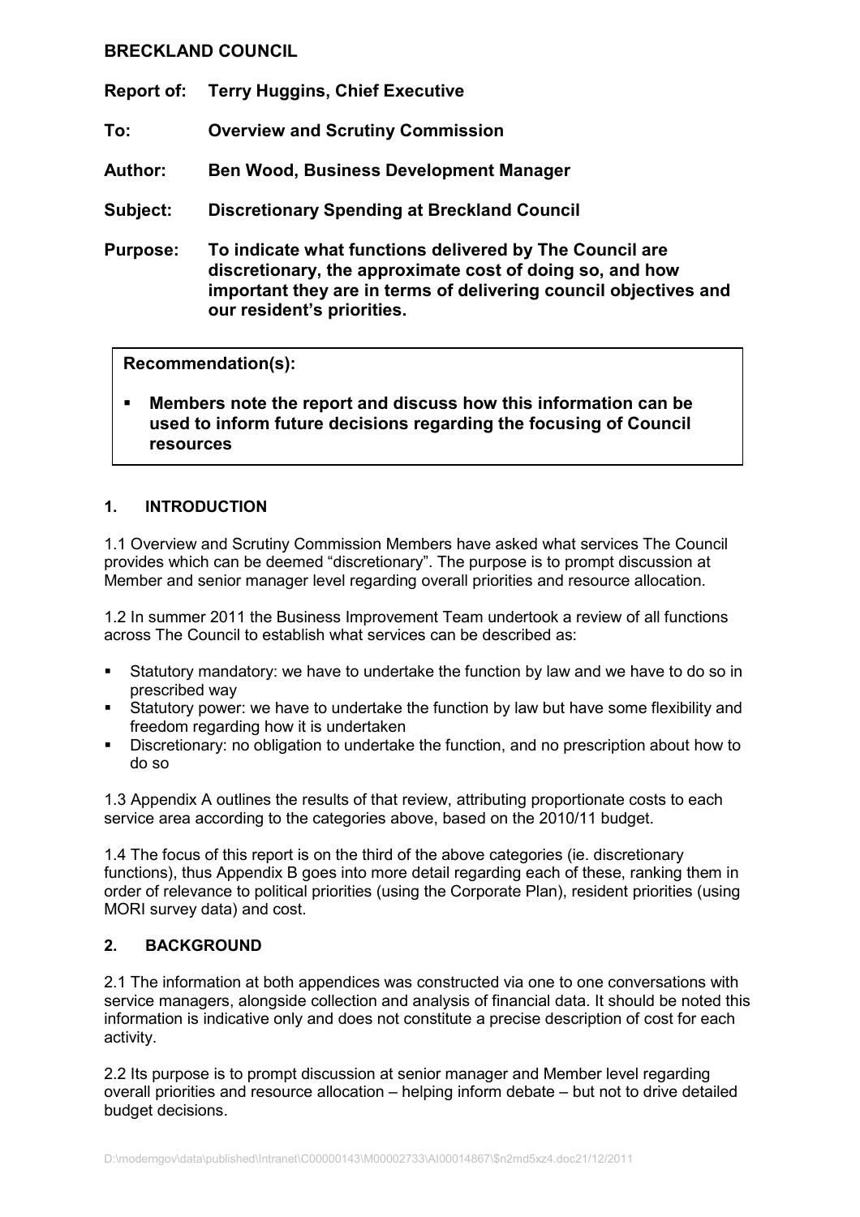**BRECKLAND COUNCIL**

**Report of:** **Terry Huggins, Chief Executive**

**To:** **Overview and Scrutiny Commission**

**Author:** **Ben Wood, Business Development Manager**

**Subject:** **Discretionary Spending at Breckland Council**

**Purpose:** **To indicate what functions delivered by The Council are discretionary, the approximate cost of doing so, and how important they are in terms of delivering council objectives and our resident's priorities.**

**Recommendation(s):**

- **Members note the report and discuss how this information can be used to inform future decisions regarding the focusing of Council resources**

## 1. INTRODUCTION

1.1 Overview and Scrutiny Commission Members have asked what services The Council provides which can be deemed "discretionary". The purpose is to prompt discussion at Member and senior manager level regarding overall priorities and resource allocation.

1.2 In summer 2011 the Business Improvement Team undertook a review of all functions across The Council to establish what services can be described as:

- Statutory mandatory: we have to undertake the function by law and we have to do so in prescribed way
- Statutory power: we have to undertake the function by law but have some flexibility and freedom regarding how it is undertaken
- Discretionary: no obligation to undertake the function, and no prescription about how to do so

1.3 Appendix A outlines the results of that review, attributing proportionate costs to each service area according to the categories above, based on the 2010/11 budget.

1.4 The focus of this report is on the third of the above categories (ie. discretionary functions), thus Appendix B goes into more detail regarding each of these, ranking them in order of relevance to political priorities (using the Corporate Plan), resident priorities (using MORI survey data) and cost.

## 2. BACKGROUND

2.1 The information at both appendices was constructed via one to one conversations with service managers, alongside collection and analysis of financial data. It should be noted this information is indicative only and does not constitute a precise description of cost for each activity.

2.2 Its purpose is to prompt discussion at senior manager and Member level regarding overall priorities and resource allocation – helping inform debate – but not to drive detailed budget decisions.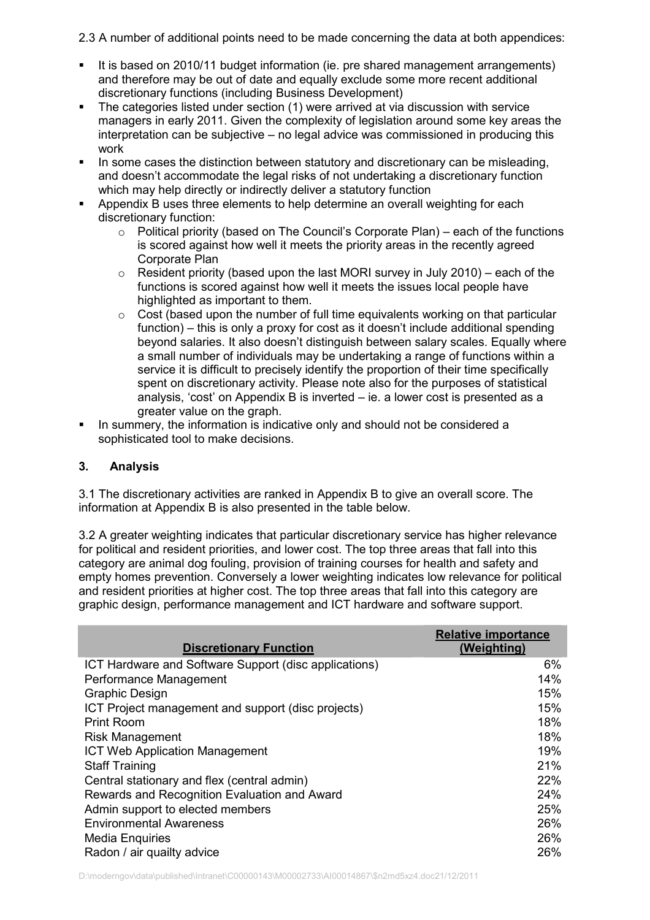2.3 A number of additional points need to be made concerning the data at both appendices:

- It is based on 2010/11 budget information (ie. pre shared management arrangements) and therefore may be out of date and equally exclude some more recent additional discretionary functions (including Business Development)
- The categories listed under section (1) were arrived at via discussion with service managers in early 2011. Given the complexity of legislation around some key areas the interpretation can be subjective – no legal advice was commissioned in producing this work
- In some cases the distinction between statutory and discretionary can be misleading, and doesn't accommodate the legal risks of not undertaking a discretionary function which may help directly or indirectly deliver a statutory function
- Appendix B uses three elements to help determine an overall weighting for each discretionary function:
  - Political priority (based on The Council's Corporate Plan) – each of the functions is scored against how well it meets the priority areas in the recently agreed Corporate Plan
  - Resident priority (based upon the last MORI survey in July 2010) – each of the functions is scored against how well it meets the issues local people have highlighted as important to them.
  - Cost (based upon the number of full time equivalents working on that particular function) – this is only a proxy for cost as it doesn't include additional spending beyond salaries. It also doesn't distinguish between salary scales. Equally where a small number of individuals may be undertaking a range of functions within a service it is difficult to precisely identify the proportion of their time specifically spent on discretionary activity. Please note also for the purposes of statistical analysis, 'cost' on Appendix B is inverted – ie. a lower cost is presented as a greater value on the graph.
- In summery, the information is indicative only and should not be considered a sophisticated tool to make decisions.

## 3. Analysis

3.1 The discretionary activities are ranked in Appendix B to give an overall score. The information at Appendix B is also presented in the table below.

3.2 A greater weighting indicates that particular discretionary service has higher relevance for political and resident priorities, and lower cost. The top three areas that fall into this category are animal dog fouling, provision of training courses for health and safety and empty homes prevention. Conversely a lower weighting indicates low relevance for political and resident priorities at higher cost. The top three areas that fall into this category are graphic design, performance management and ICT hardware and software support.

| Discretionary Function | Relative importance (Weighting) |
|---|---|
| ICT Hardware and Software Support (disc applications) | 6% |
| Performance Management | 14% |
| Graphic Design | 15% |
| ICT Project management and support (disc projects) | 15% |
| Print Room | 18% |
| Risk Management | 18% |
| ICT Web Application Management | 19% |
| Staff Training | 21% |
| Central stationary and flex (central admin) | 22% |
| Rewards and Recognition Evaluation and Award | 24% |
| Admin support to elected members | 25% |
| Environmental Awareness | 26% |
| Media Enquiries | 26% |
| Radon / air quailty advice | 26% |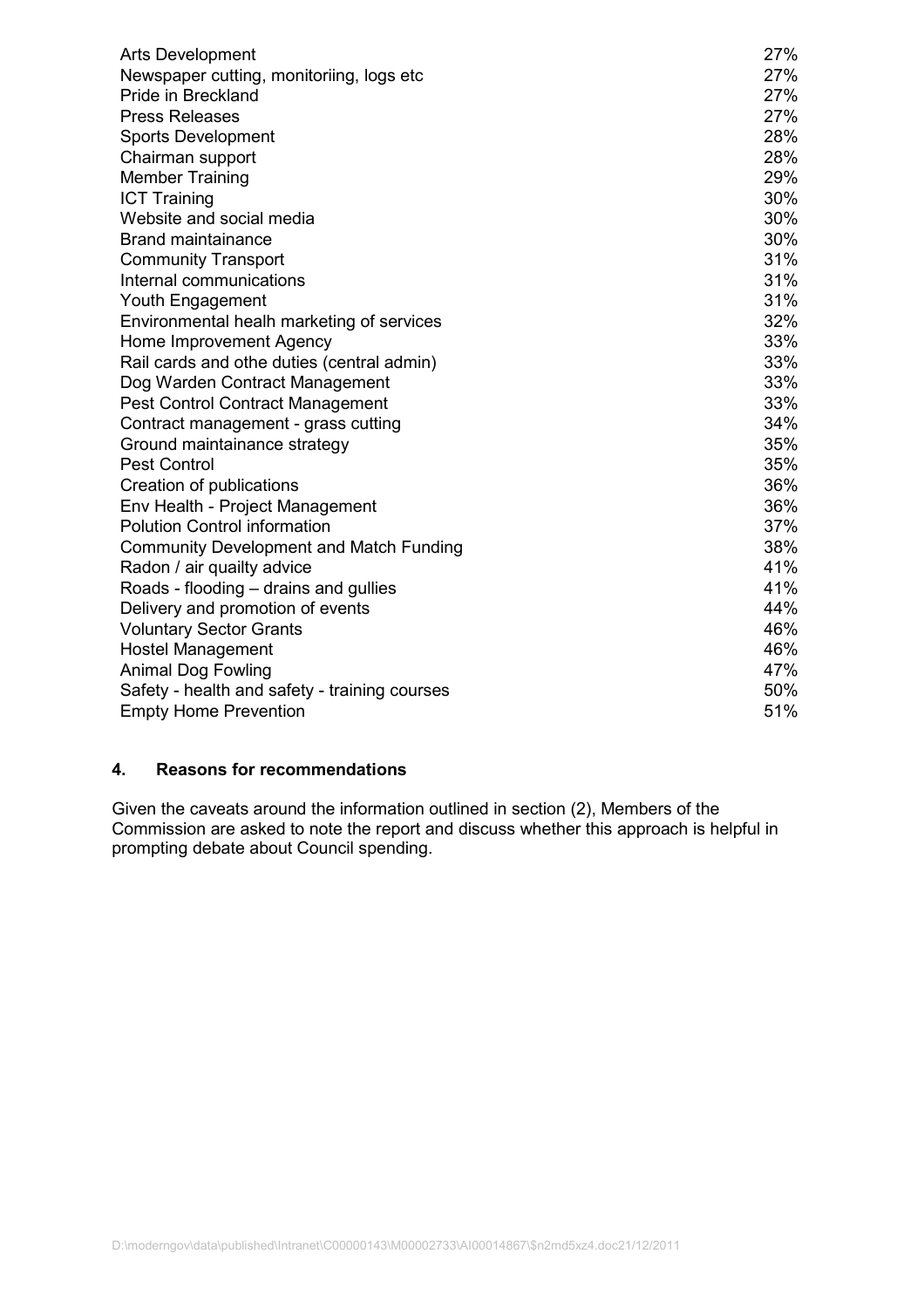| | |
|---|---|
| Arts Development | 27% |
| Newspaper cutting, monitoriing, logs etc | 27% |
| Pride in Breckland | 27% |
| Press Releases | 27% |
| Sports Development | 28% |
| Chairman support | 28% |
| Member Training | 29% |
| ICT Training | 30% |
| Website and social media | 30% |
| Brand maintainance | 30% |
| Community Transport | 31% |
| Internal communications | 31% |
| Youth Engagement | 31% |
| Environmental healh marketing of services | 32% |
| Home Improvement Agency | 33% |
| Rail cards and othe duties (central admin) | 33% |
| Dog Warden Contract Management | 33% |
| Pest Control Contract Management | 33% |
| Contract management - grass cutting | 34% |
| Ground maintainance strategy | 35% |
| Pest Control | 35% |
| Creation of publications | 36% |
| Env Health - Project Management | 36% |
| Polution Control information | 37% |
| Community Development and Match Funding | 38% |
| Radon / air quailty advice | 41% |
| Roads - flooding – drains and gullies | 41% |
| Delivery and promotion of events | 44% |
| Voluntary Sector Grants | 46% |
| Hostel Management | 46% |
| Animal Dog Fowling | 47% |
| Safety - health and safety - training courses | 50% |
| Empty Home Prevention | 51% |

## 4. Reasons for recommendations

Given the caveats around the information outlined in section (2), Members of the Commission are asked to note the report and discuss whether this approach is helpful in prompting debate about Council spending.